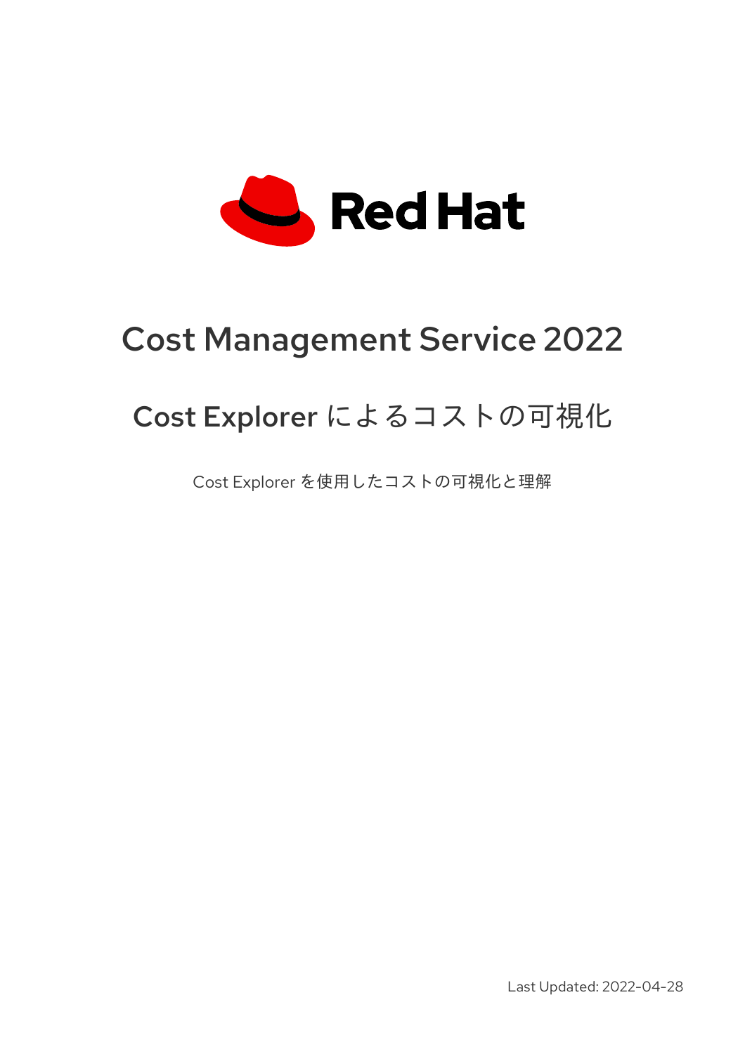Red Hat

# Cost Management Service 2022

## Cost Explorer によるコストの可視化

Cost Explorer を使用したコストの可視化と理解

Last Updated: 2022-04-28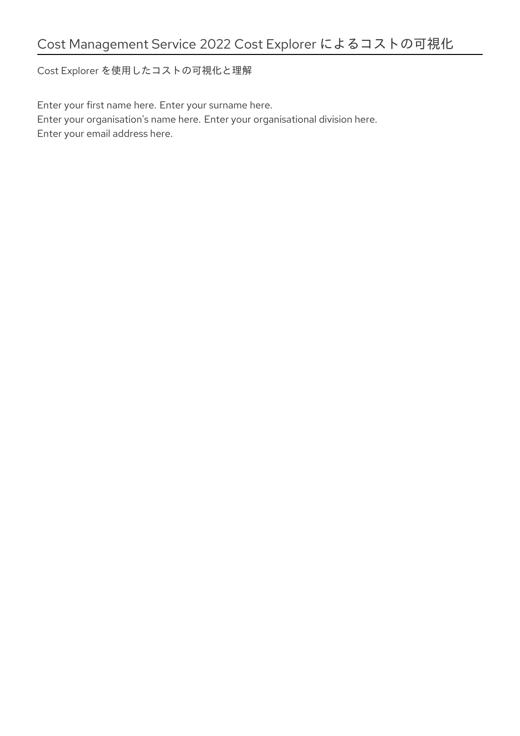# Cost Management Service 2022 Cost Explorer によるコストの可視化

Cost Explorer を使用したコストの可視化と理解

Enter your first name here. Enter your surname here.
Enter your organisation's name here. Enter your organisational division here.
Enter your email address here.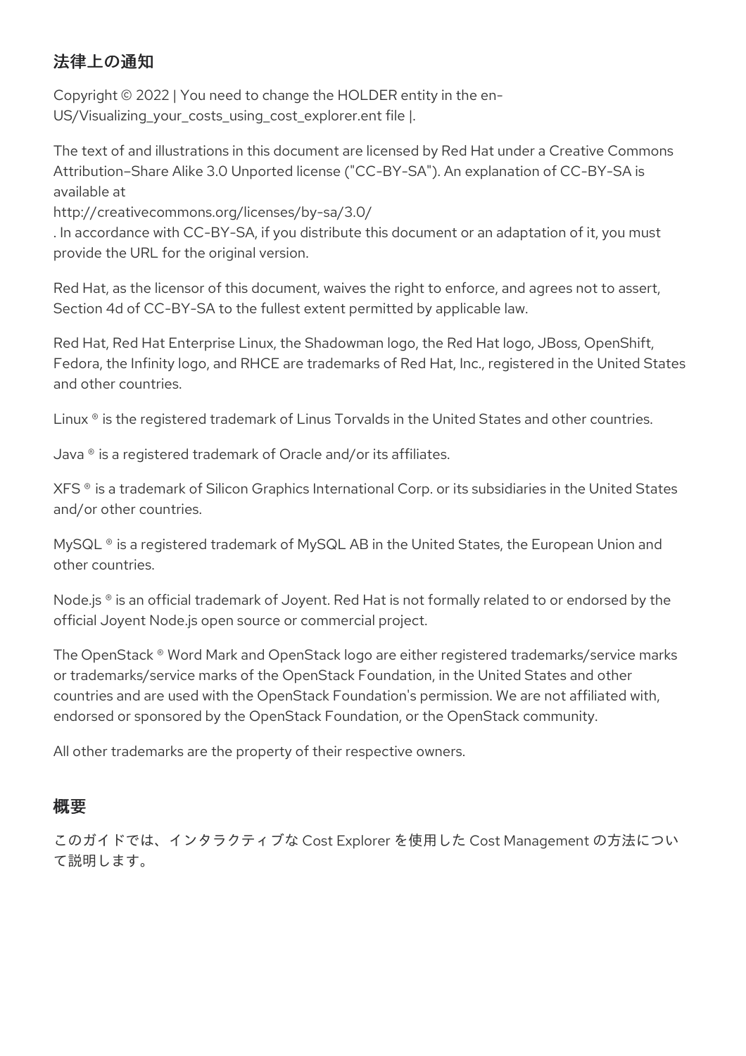## 法律上の通知

Copyright © 2022 | You need to change the HOLDER entity in the en-US/Visualizing_your_costs_using_cost_explorer.ent file |.

The text of and illustrations in this document are licensed by Red Hat under a Creative Commons Attribution–Share Alike 3.0 Unported license ("CC-BY-SA"). An explanation of CC-BY-SA is available at
http://creativecommons.org/licenses/by-sa/3.0/
. In accordance with CC-BY-SA, if you distribute this document or an adaptation of it, you must provide the URL for the original version.

Red Hat, as the licensor of this document, waives the right to enforce, and agrees not to assert, Section 4d of CC-BY-SA to the fullest extent permitted by applicable law.

Red Hat, Red Hat Enterprise Linux, the Shadowman logo, the Red Hat logo, JBoss, OpenShift, Fedora, the Infinity logo, and RHCE are trademarks of Red Hat, Inc., registered in the United States and other countries.

Linux ® is the registered trademark of Linus Torvalds in the United States and other countries.

Java ® is a registered trademark of Oracle and/or its affiliates.

XFS ® is a trademark of Silicon Graphics International Corp. or its subsidiaries in the United States and/or other countries.

MySQL ® is a registered trademark of MySQL AB in the United States, the European Union and other countries.

Node.js ® is an official trademark of Joyent. Red Hat is not formally related to or endorsed by the official Joyent Node.js open source or commercial project.

The OpenStack ® Word Mark and OpenStack logo are either registered trademarks/service marks or trademarks/service marks of the OpenStack Foundation, in the United States and other countries and are used with the OpenStack Foundation's permission. We are not affiliated with, endorsed or sponsored by the OpenStack Foundation, or the OpenStack community.

All other trademarks are the property of their respective owners.

## 概要

このガイドでは、インタラクティブな Cost Explorer を使用した Cost Management の方法について説明します。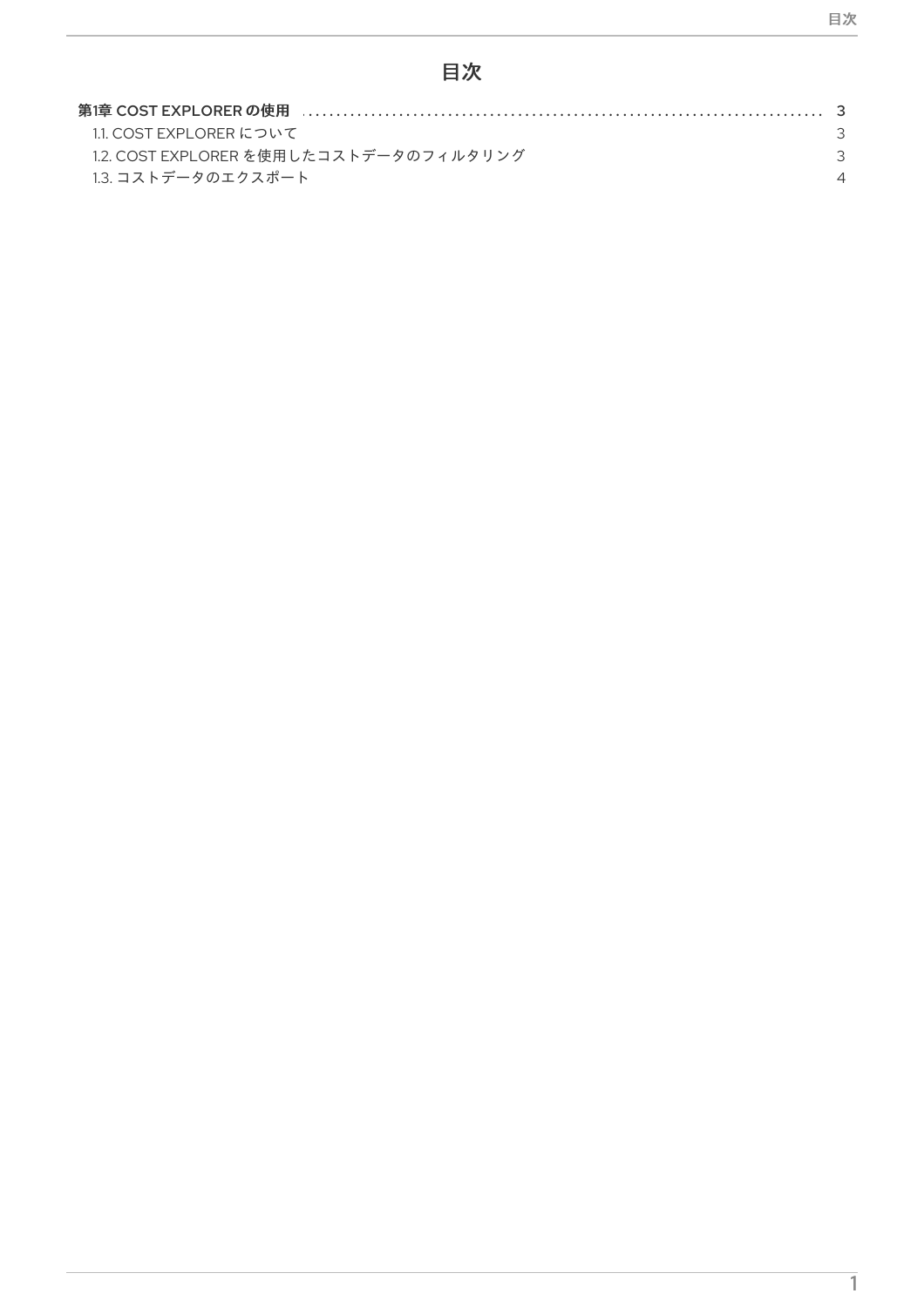# 目次

第1章 COST EXPLORER の使用 ........ 3
- 1.1. COST EXPLORER について 3
- 1.2. COST EXPLORER を使用したコストデータのフィルタリング 3
- 1.3. コストデータのエクスポート 4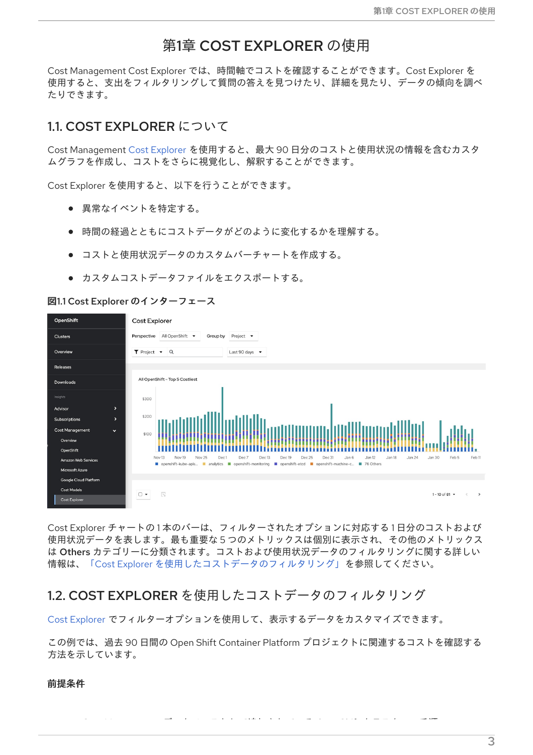# 第1章 COST EXPLORER の使用

Cost Management Cost Explorer では、時間軸でコストを確認することができます。Cost Explorer を使用すると、支出をフィルタリングして質問の答えを見つけたり、詳細を見たり、データの傾向を調べたりできます。

## 1.1. COST EXPLORER について

Cost Management Cost Explorer を使用すると、最大 90 日分のコストと使用状況の情報を含むカスタムグラフを作成し、コストをさらに視覚化し、解釈することができます。

Cost Explorer を使用すると、以下を行うことができます。

- 異常なイベントを特定する。
- 時間の経過とともにコストデータがどのように変化するかを理解する。
- コストと使用状況データのカスタムバーチャートを作成する。
- カスタムコストデータファイルをエクスポートする。

**図1.1 Cost Explorer のインターフェース**

Cost Explorer チャートの 1 本のバーは、フィルターされたオプションに対応する 1 日分のコストおよび使用状況データを表します。最も重要な 5 つのメトリックスは個別に表示され、その他のメトリックスは **Others** カテゴリーに分類されます。コストおよび使用状況データのフィルタリングに関する詳しい情報は、「Cost Explorer を使用したコストデータのフィルタリング」を参照してください。

## 1.2. COST EXPLORER を使用したコストデータのフィルタリング

Cost Explorer でフィルターオプションを使用して、表示するデータをカスタマイズできます。

この例では、過去 90 日間の Open Shift Container Platform プロジェクトに関連するコストを確認する方法を示しています。

**前提条件**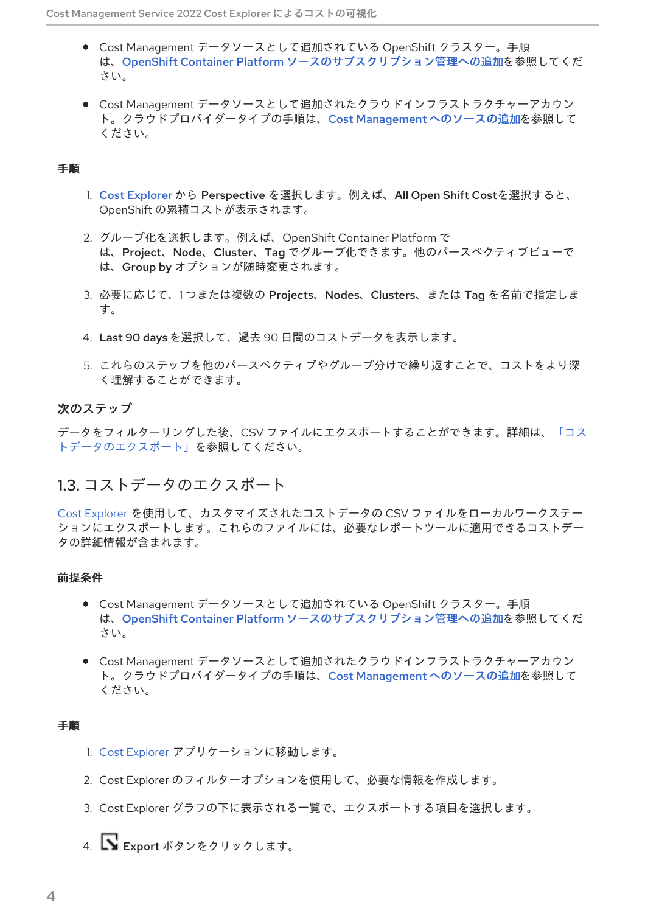- Cost Management データソースとして追加されている OpenShift クラスター。手順は、**OpenShift Container Platform ソースのサブスクリプション管理への追加**を参照してください。

- Cost Management データソースとして追加されたクラウドインフラストラクチャーアカウント。クラウドプロバイダータイプの手順は、**Cost Management へのソースの追加**を参照してください。

**手順**

1. **Cost Explorer** から **Perspective** を選択します。例えば、**All Open Shift Cost**を選択すると、OpenShift の累積コストが表示されます。

2. グループ化を選択します。例えば、OpenShift Container Platform では、**Project**、**Node**、**Cluster**、**Tag** でグループ化できます。他のパースペクティブビューでは、**Group by** オプションが随時変更されます。

3. 必要に応じて、1 つまたは複数の **Projects**、**Nodes**、**Clusters**、または **Tag** を名前で指定します。

4. **Last 90 days** を選択して、過去 90 日間のコストデータを表示します。

5. これらのステップを他のパースペクティブやグループ分けで繰り返すことで、コストをより深く理解することができます。

**次のステップ**

データをフィルターリングした後、CSV ファイルにエクスポートすることができます。詳細は、「コストデータのエクスポート」を参照してください。

## 1.3. コストデータのエクスポート

Cost Explorer を使用して、カスタマイズされたコストデータの CSV ファイルをローカルワークステーションにエクスポートします。これらのファイルには、必要なレポートツールに適用できるコストデータの詳細情報が含まれます。

**前提条件**

- Cost Management データソースとして追加されている OpenShift クラスター。手順は、**OpenShift Container Platform ソースのサブスクリプション管理への追加**を参照してください。

- Cost Management データソースとして追加されたクラウドインフラストラクチャーアカウント。クラウドプロバイダータイプの手順は、**Cost Management へのソースの追加**を参照してください。

**手順**

1. Cost Explorer アプリケーションに移動します。

2. Cost Explorer のフィルターオプションを使用して、必要な情報を作成します。

3. Cost Explorer グラフの下に表示される一覧で、エクスポートする項目を選択します。

4. **Export** ボタンをクリックします。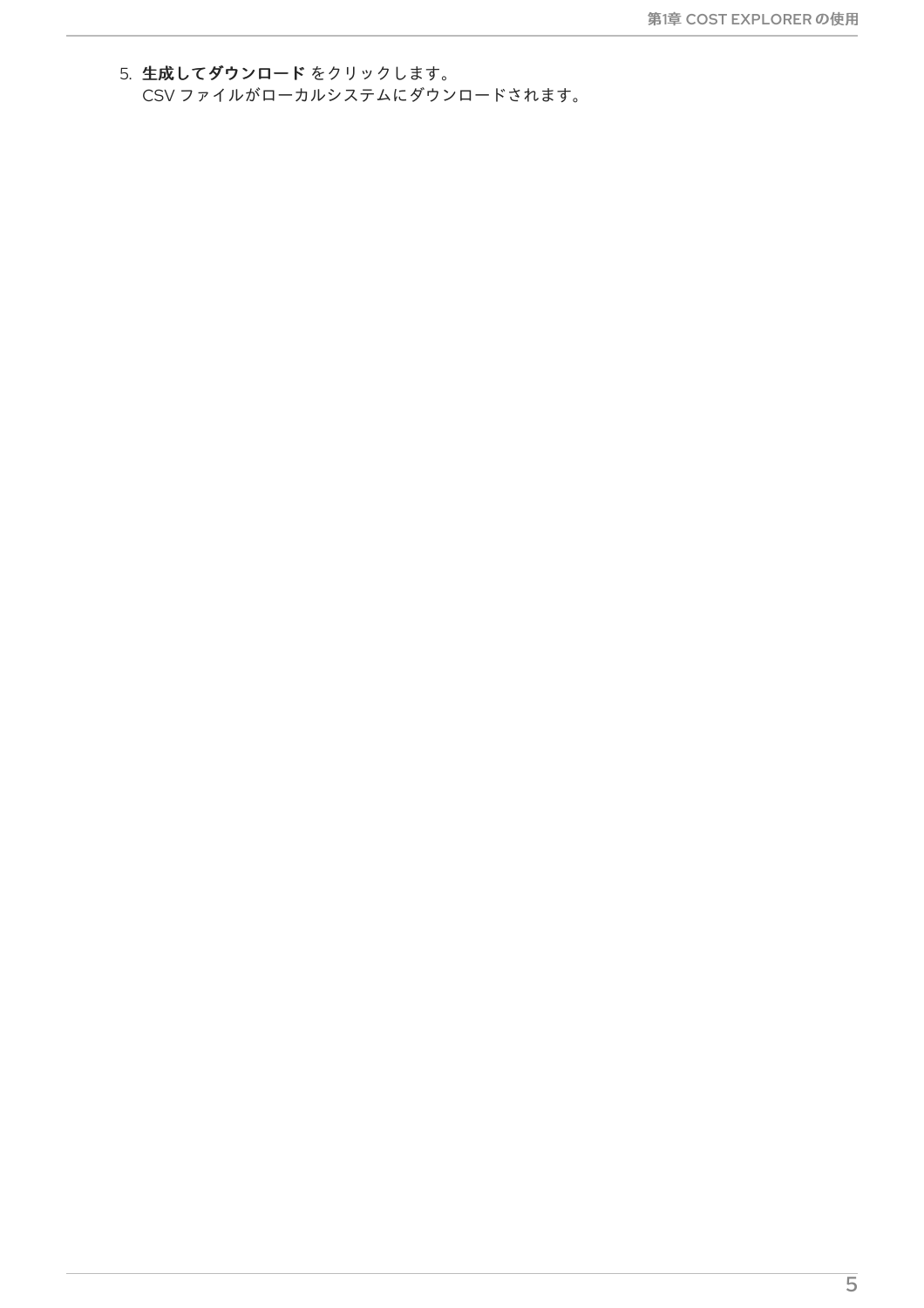5. **生成してダウンロード** をクリックします。
   CSV ファイルがローカルシステムにダウンロードされます。